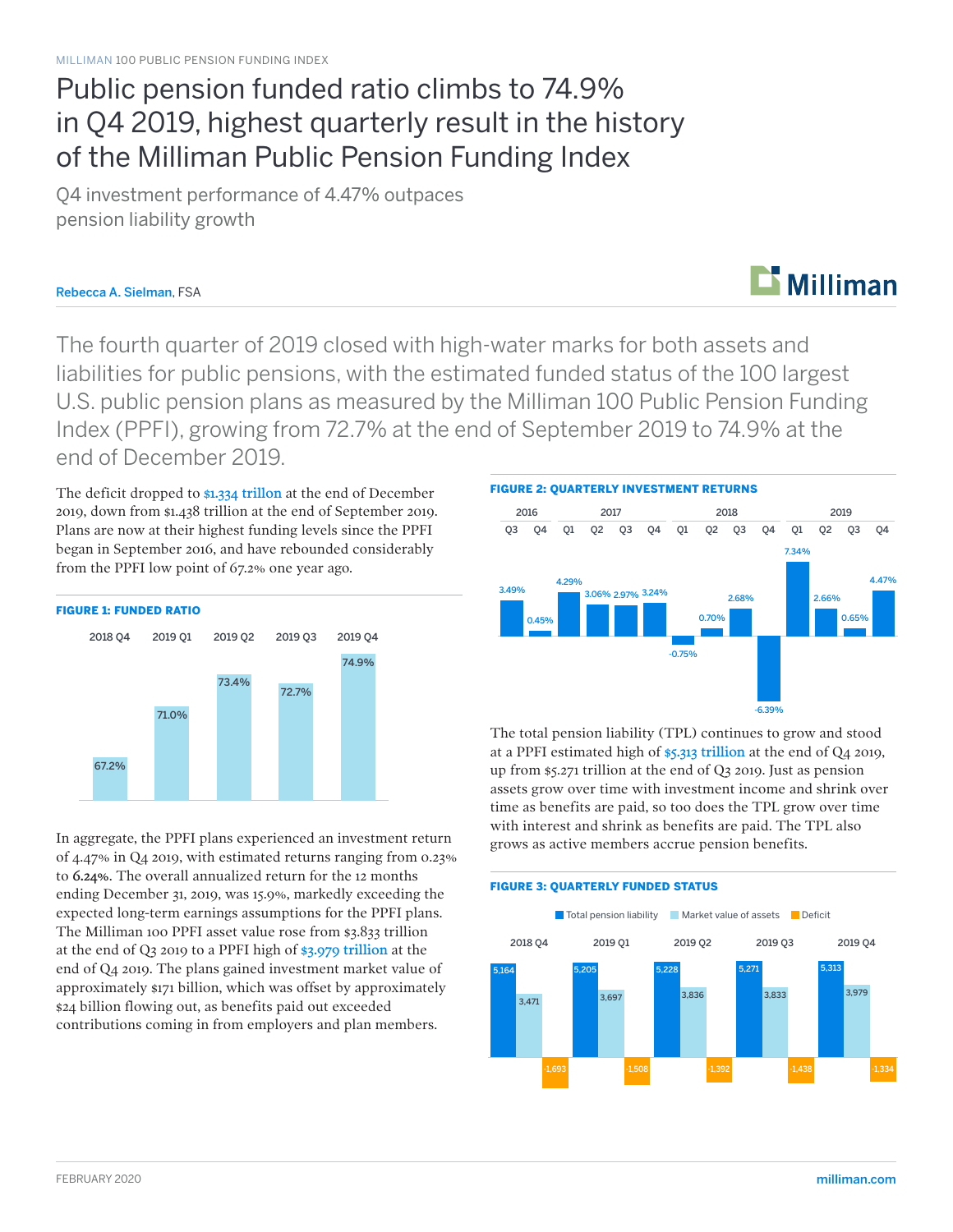MILLIMAN 100 PUBLIC PENSION FUNDING INDEX

# Public pension funded ratio climbs to 74.9% in Q4 2019, highest quarterly result in the history of the Milliman Public Pension Funding Index

Q4 investment performance of 4.47% outpaces pension liability growth

**Rebecca A. Sielman**, FSA

The fourth quarter of 2019 closed with high-water marks for both assets and liabilities for public pensions, with the estimated funded status of the 100 largest U.S. public pension plans as measured by the Milliman 100 Public Pension Funding Index (PPFI), growing from 72.7% at the end of September 2019 to 74.9% at the end of December 2019.

The deficit dropped to $1.334 trillion at the end of December 2019, down from $1.438 trillion at the end of September 2019. Plans are now at their highest funding levels since the PPFI began in September 2016, and have rebounded considerably from the PPFI low point of 67.2% one year ago.

**FIGURE 1: FUNDED RATIO**

| 2018 Q4 | 2019 Q1 | 2019 Q2 | 2019 Q3 | 2019 Q4 |
|---|---|---|---|---|
| 67.2% | 71.0% | 73.4% | 72.7% | 74.9% |

In aggregate, the PPFI plans experienced an investment return of 4.47% in Q4 2019, with estimated returns ranging from 0.23% to 6.24%. The overall annualized return for the 12 months ending December 31, 2019, was 15.9%, markedly exceeding the expected long-term earnings assumptions for the PPFI plans. The Milliman 100 PPFI asset value rose from $3.833 trillion at the end of Q3 2019 to a PPFI high of $3.979 trillion at the end of Q4 2019. The plans gained investment market value of approximately $171 billion, which was offset by approximately $24 billion flowing out, as benefits paid out exceeded contributions coming in from employers and plan members.

**FIGURE 2: QUARTERLY INVESTMENT RETURNS**

| 2016 Q3 | 2016 Q4 | 2017 Q1 | 2017 Q2 | 2017 Q3 | 2017 Q4 | 2018 Q1 | 2018 Q2 | 2018 Q3 | 2018 Q4 | 2019 Q1 | 2019 Q2 | 2019 Q3 | 2019 Q4 |
|---|---|---|---|---|---|---|---|---|---|---|---|---|---|
| 3.49% | 0.45% | 4.29% | 3.06% | 2.97% | 3.24% | -0.75% | 0.70% | 2.68% | -6.39% | 7.34% | 2.66% | 0.65% | 4.47% |

The total pension liability (TPL) continues to grow and stood at a PPFI estimated high of $5.313 trillion at the end of Q4 2019, up from $5.271 trillion at the end of Q3 2019. Just as pension assets grow over time with investment income and shrink over time as benefits are paid, so too does the TPL grow over time with interest and shrink as benefits are paid. The TPL also grows as active members accrue pension benefits.

**FIGURE 3: QUARTERLY FUNDED STATUS**

| | 2018 Q4 | 2019 Q1 | 2019 Q2 | 2019 Q3 | 2019 Q4 |
|---|---|---|---|---|---|
| Total pension liability | 5,164 | 5,205 | 5,228 | 5,271 | 5,313 |
| Market value of assets | 3,471 | 3,697 | 3,836 | 3,833 | 3,979 |
| Deficit | -1,693 | -1,508 | -1,392 | -1,438 | -1,334 |

FEBRUARY 2020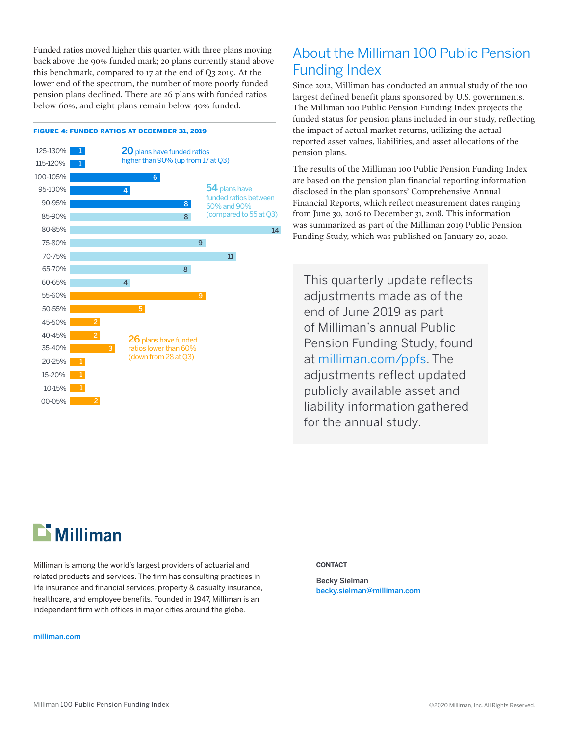Funded ratios moved higher this quarter, with three plans moving back above the 90% funded mark; 20 plans currently stand above this benchmark, compared to 17 at the end of Q3 2019. At the lower end of the spectrum, the number of more poorly funded pension plans declined. There are 26 plans with funded ratios below 60%, and eight plans remain below 40% funded.

**FIGURE 4: FUNDED RATIOS AT DECEMBER 31, 2019**

125-130% 1
115-120% 1
100-105% 6
95-100% 4
90-95% 8
85-90% 8
80-85% 14
75-80% 9
70-75% 11
65-70% 8
60-65% 4
55-60% 9
50-55% 5
45-50% 2
40-45% 2
35-40% 3
20-25% 1
15-20% 1
10-15% 1
00-05% 2

20 plans have funded ratios higher than 90% (up from 17 at Q3)

54 plans have funded ratios between 60% and 90% (compared to 55 at Q3)

26 plans have funded ratios lower than 60% (down from 28 at Q3)

## About the Milliman 100 Public Pension Funding Index

Since 2012, Milliman has conducted an annual study of the 100 largest defined benefit plans sponsored by U.S. governments. The Milliman 100 Public Pension Funding Index projects the funded status for pension plans included in our study, reflecting the impact of actual market returns, utilizing the actual reported asset values, liabilities, and asset allocations of the pension plans.

The results of the Milliman 100 Public Pension Funding Index are based on the pension plan financial reporting information disclosed in the plan sponsors' Comprehensive Annual Financial Reports, which reflect measurement dates ranging from June 30, 2016 to December 31, 2018. This information was summarized as part of the Milliman 2019 Public Pension Funding Study, which was published on January 20, 2020.

This quarterly update reflects adjustments made as of the end of June 2019 as part of Milliman's annual Public Pension Funding Study, found at milliman.com/ppfs. The adjustments reflect updated publicly available asset and liability information gathered for the annual study.

Milliman

Milliman is among the world's largest providers of actuarial and related products and services. The firm has consulting practices in life insurance and financial services, property & casualty insurance, healthcare, and employee benefits. Founded in 1947, Milliman is an independent firm with offices in major cities around the globe.

milliman.com

**CONTACT**

Becky Sielman
becky.sielman@milliman.com

©2020 Milliman, Inc. All Rights Reserved.